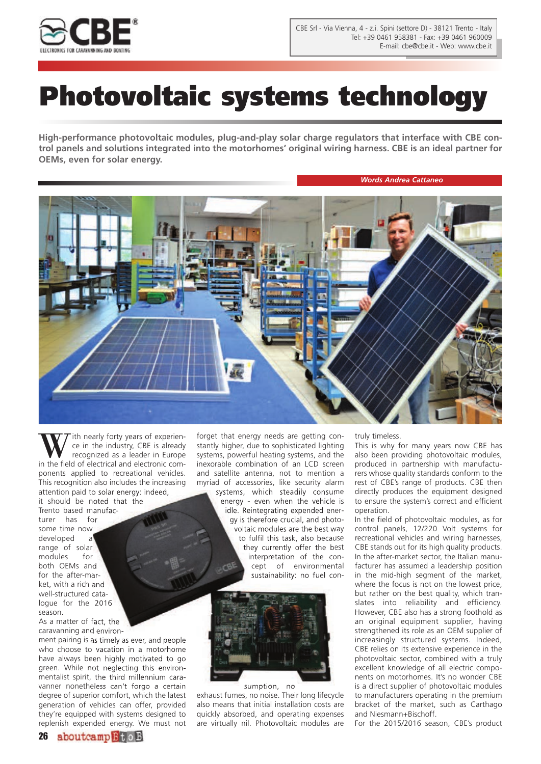# Photovoltaic systems technology

**High-performance photovoltaic modules, plug-and-play solar charge regulators that interface with CBE control panels and solutions integrated into the motorhomes' original wiring harness. CBE is an ideal partner for OEMs, even for solar energy.**

***Words Andrea Cattaneo***

With nearly forty years of experience in the industry, CBE is already recognized as a leader in Europe in the field of electrical and electronic components applied to recreational vehicles. This recognition also includes the increasing attention paid to solar energy: indeed, it should be noted that the Trento based manufacturer has for some time now developed a range of solar modules for both OEMs and for the after-market, with a rich and well-structured catalogue for the 2016 season.

As a matter of fact, the caravanning and environment pairing is as timely as ever, and people who choose to vacation in a motorhome have always been highly motivated to go green. While not neglecting this environmentalist spirit, the third millennium caravanner nonetheless can't forgo a certain degree of superior comfort, which the latest generation of vehicles can offer, provided they're equipped with systems designed to replenish expended energy. We must not forget that energy needs are getting constantly higher, due to sophisticated lighting systems, powerful heating systems, and the inexorable combination of an LCD screen and satellite antenna, not to mention a myriad of accessories, like security alarm systems, which steadily consume energy - even when the vehicle is idle. Reintegrating expended energy is therefore crucial, and photovoltaic modules are the best way to fulfil this task, also because they currently offer the best interpretation of the concept of environmental sustainability: no fuel consumption, no exhaust fumes, no noise. Their long lifecycle also means that initial installation costs are quickly absorbed, and operating expenses are virtually nil. Photovoltaic modules are truly timeless.

This is why for many years now CBE has also been providing photovoltaic modules, produced in partnership with manufacturers whose quality standards conform to the rest of CBE's range of products. CBE then directly produces the equipment designed to ensure the system's correct and efficient operation.

In the field of photovoltaic modules, as for control panels, 12/220 Volt systems for recreational vehicles and wiring harnesses, CBE stands out for its high quality products. In the after-market sector, the Italian manufacturer has assumed a leadership position in the mid-high segment of the market, where the focus is not on the lowest price, but rather on the best quality, which translates into reliability and efficiency. However, CBE also has a strong foothold as an original equipment supplier, having strengthened its role as an OEM supplier of increasingly structured systems. Indeed, CBE relies on its extensive experience in the photovoltaic sector, combined with a truly excellent knowledge of all electric components on motorhomes. It's no wonder CBE is a direct supplier of photovoltaic modules to manufacturers operating in the premium bracket of the market, such as Carthago and Niesmann+Bischoff.

For the 2015/2016 season, CBE's product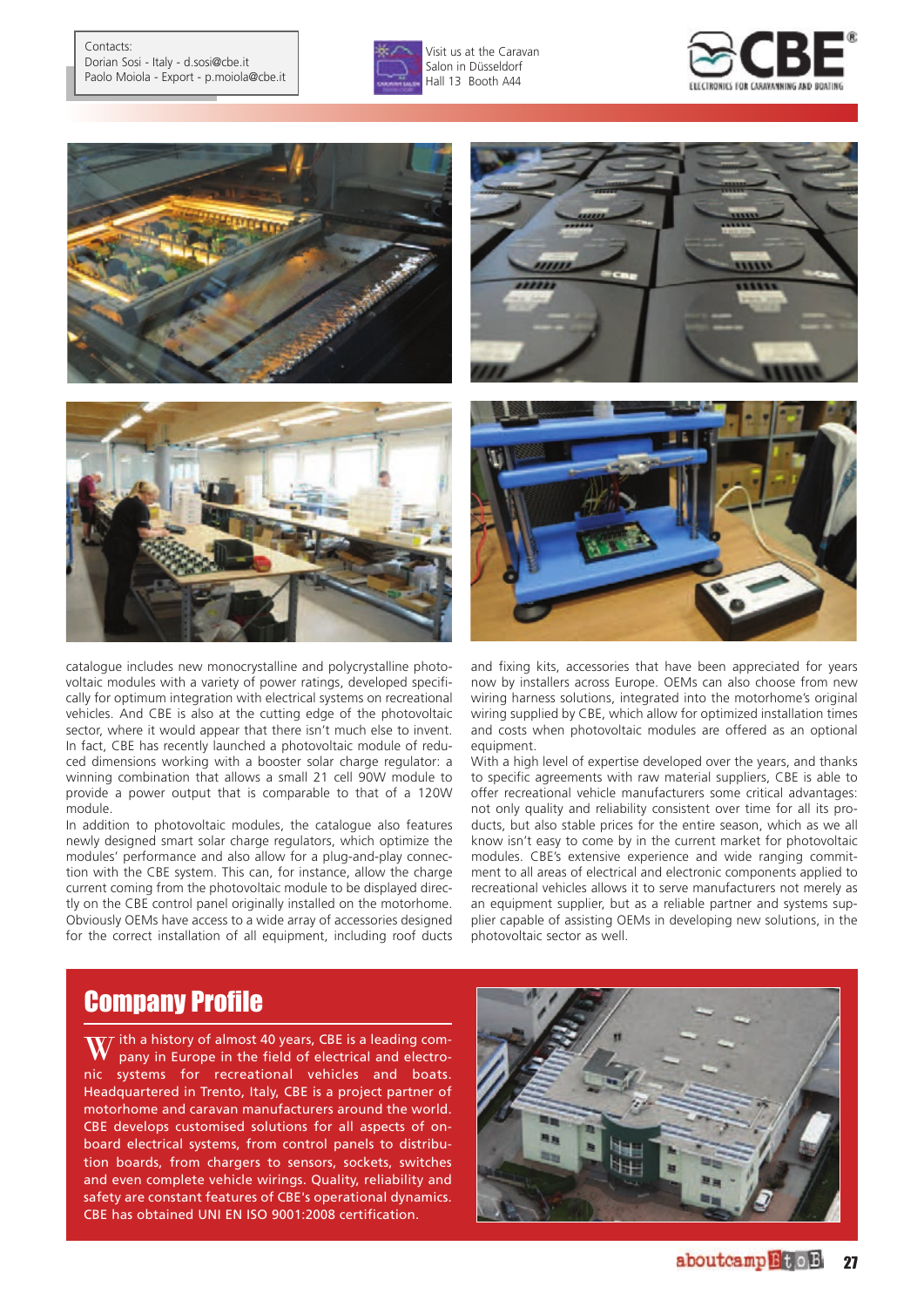Contacts:
Dorian Sosi - Italy - d.sosi@cbe.it
Paolo Moiola - Export - p.moiola@cbe.it

Visit us at the Caravan Salon in Düsseldorf
Hall 13 Booth A44

catalogue includes new monocrystalline and polycrystalline photovoltaic modules with a variety of power ratings, developed specifically for optimum integration with electrical systems on recreational vehicles. And CBE is also at the cutting edge of the photovoltaic sector, where it would appear that there isn't much else to invent. In fact, CBE has recently launched a photovoltaic module of reduced dimensions working with a booster solar charge regulator: a winning combination that allows a small 21 cell 90W module to provide a power output that is comparable to that of a 120W module.

In addition to photovoltaic modules, the catalogue also features newly designed smart solar charge regulators, which optimize the modules' performance and also allow for a plug-and-play connection with the CBE system. This can, for instance, allow the charge current coming from the photovoltaic module to be displayed directly on the CBE control panel originally installed on the motorhome. Obviously OEMs have access to a wide array of accessories designed for the correct installation of all equipment, including roof ducts and fixing kits, accessories that have been appreciated for years now by installers across Europe. OEMs can also choose from new wiring harness solutions, integrated into the motorhome's original wiring supplied by CBE, which allow for optimized installation times and costs when photovoltaic modules are offered as an optional equipment.

With a high level of expertise developed over the years, and thanks to specific agreements with raw material suppliers, CBE is able to offer recreational vehicle manufacturers some critical advantages: not only quality and reliability consistent over time for all its products, but also stable prices for the entire season, which as we all know isn't easy to come by in the current market for photovoltaic modules. CBE's extensive experience and wide ranging commitment to all areas of electrical and electronic components applied to recreational vehicles allows it to serve manufacturers not merely as an equipment supplier, but as a reliable partner and systems supplier capable of assisting OEMs in developing new solutions, in the photovoltaic sector as well.

## Company Profile

With a history of almost 40 years, CBE is a leading company in Europe in the field of electrical and electronic systems for recreational vehicles and boats. Headquartered in Trento, Italy, CBE is a project partner of motorhome and caravan manufacturers around the world. CBE develops customised solutions for all aspects of on-board electrical systems, from control panels to distribution boards, from chargers to sensors, sockets, switches and even complete vehicle wirings. Quality, reliability and safety are constant features of CBE's operational dynamics. CBE has obtained UNI EN ISO 9001:2008 certification.